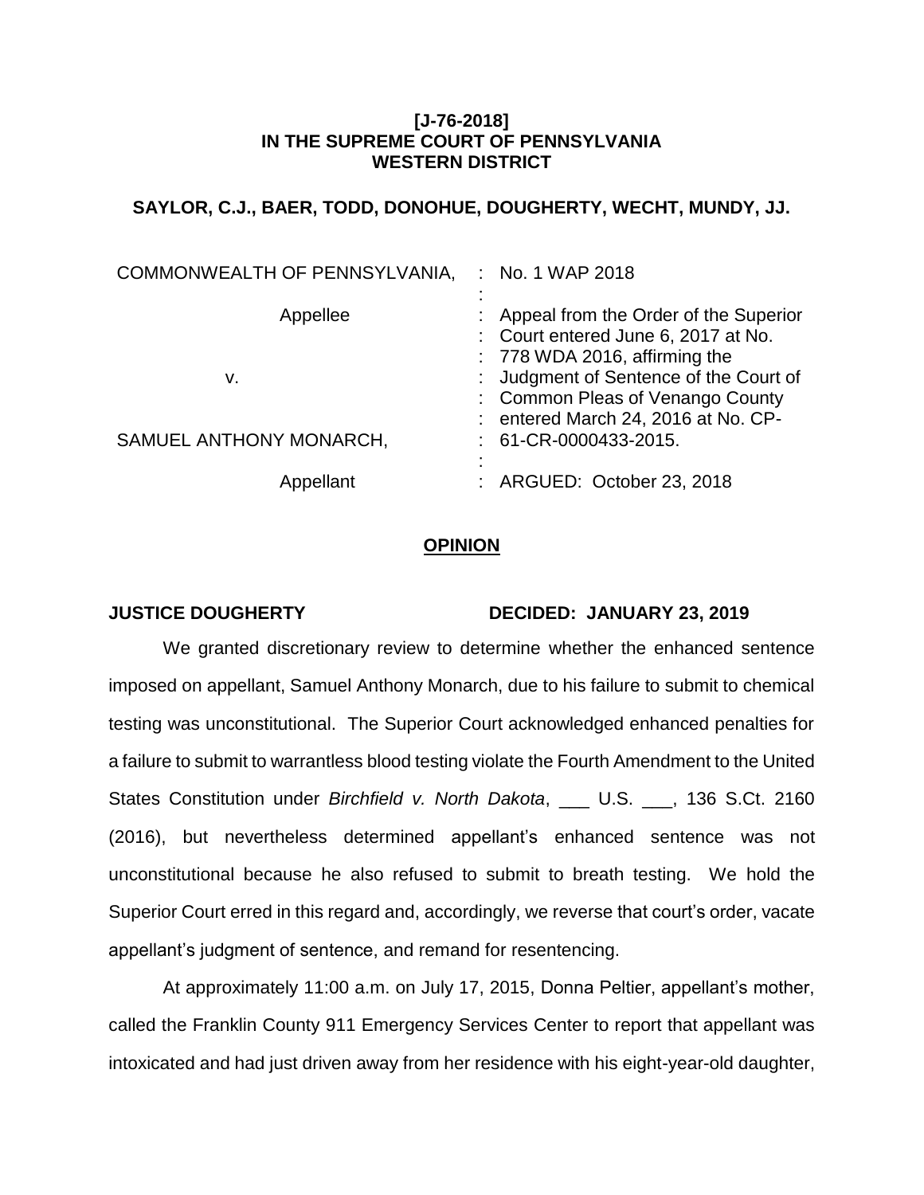**[J-76-2018]**
**IN THE SUPREME COURT OF PENNSYLVANIA**
**WESTERN DISTRICT**

**SAYLOR, C.J., BAER, TODD, DONOHUE, DOUGHERTY, WECHT, MUNDY, JJ.**

| | | |
|---|---|---|
| COMMONWEALTH OF PENNSYLVANIA, | : | No. 1 WAP 2018 |
| | : | |
| Appellee | : | Appeal from the Order of the Superior Court entered June 6, 2017 at No. 778 WDA 2016, affirming the Judgment of Sentence of the Court of Common Pleas of Venango County entered March 24, 2016 at No. CP-61-CR-0000433-2015. |
| v. | : | |
| SAMUEL ANTHONY MONARCH, | : | |
| | : | |
| Appellant | : | ARGUED: October 23, 2018 |

**OPINION**

**JUSTICE DOUGHERTY** **DECIDED: JANUARY 23, 2019**

We granted discretionary review to determine whether the enhanced sentence imposed on appellant, Samuel Anthony Monarch, due to his failure to submit to chemical testing was unconstitutional. The Superior Court acknowledged enhanced penalties for a failure to submit to warrantless blood testing violate the Fourth Amendment to the United States Constitution under *Birchfield v. North Dakota*, ___ U.S. ___, 136 S.Ct. 2160 (2016), but nevertheless determined appellant's enhanced sentence was not unconstitutional because he also refused to submit to breath testing. We hold the Superior Court erred in this regard and, accordingly, we reverse that court's order, vacate appellant's judgment of sentence, and remand for resentencing.

At approximately 11:00 a.m. on July 17, 2015, Donna Peltier, appellant's mother, called the Franklin County 911 Emergency Services Center to report that appellant was intoxicated and had just driven away from her residence with his eight-year-old daughter,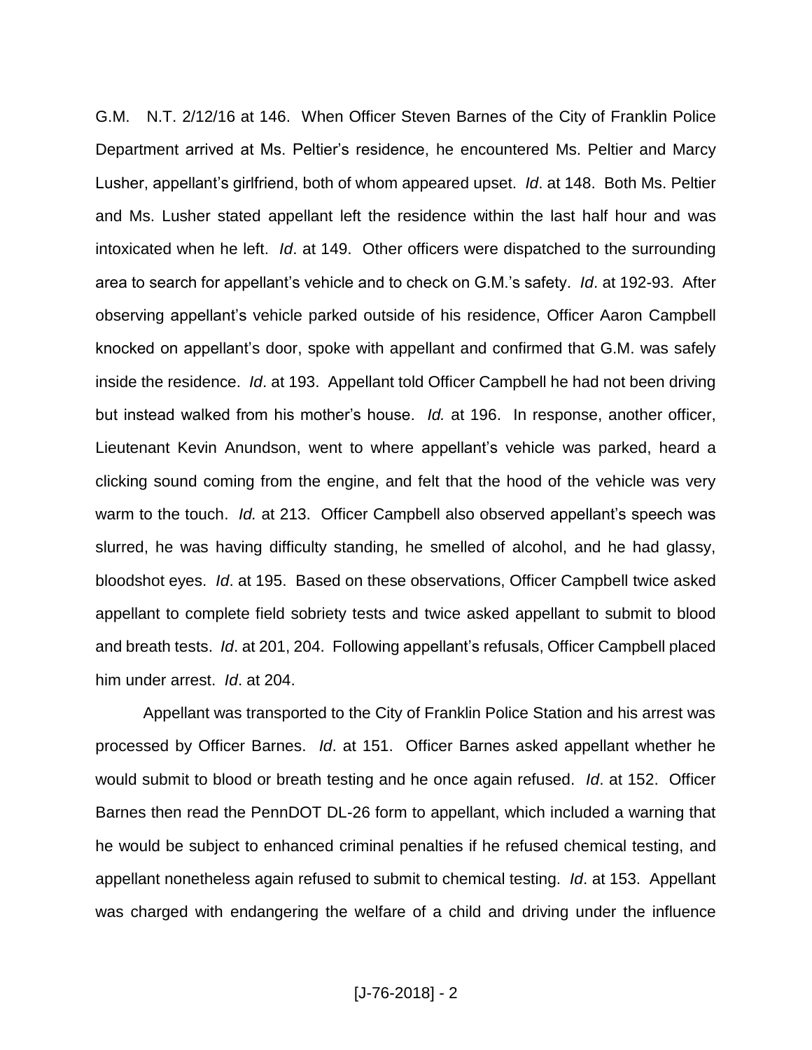G.M. N.T. 2/12/16 at 146. When Officer Steven Barnes of the City of Franklin Police Department arrived at Ms. Peltier's residence, he encountered Ms. Peltier and Marcy Lusher, appellant's girlfriend, both of whom appeared upset. *Id*. at 148. Both Ms. Peltier and Ms. Lusher stated appellant left the residence within the last half hour and was intoxicated when he left. *Id*. at 149. Other officers were dispatched to the surrounding area to search for appellant's vehicle and to check on G.M.'s safety. *Id*. at 192-93. After observing appellant's vehicle parked outside of his residence, Officer Aaron Campbell knocked on appellant's door, spoke with appellant and confirmed that G.M. was safely inside the residence. *Id*. at 193. Appellant told Officer Campbell he had not been driving but instead walked from his mother's house. *Id.* at 196. In response, another officer, Lieutenant Kevin Anundson, went to where appellant's vehicle was parked, heard a clicking sound coming from the engine, and felt that the hood of the vehicle was very warm to the touch. *Id.* at 213. Officer Campbell also observed appellant's speech was slurred, he was having difficulty standing, he smelled of alcohol, and he had glassy, bloodshot eyes. *Id*. at 195. Based on these observations, Officer Campbell twice asked appellant to complete field sobriety tests and twice asked appellant to submit to blood and breath tests. *Id*. at 201, 204. Following appellant's refusals, Officer Campbell placed him under arrest. *Id*. at 204.

Appellant was transported to the City of Franklin Police Station and his arrest was processed by Officer Barnes. *Id*. at 151. Officer Barnes asked appellant whether he would submit to blood or breath testing and he once again refused. *Id*. at 152. Officer Barnes then read the PennDOT DL-26 form to appellant, which included a warning that he would be subject to enhanced criminal penalties if he refused chemical testing, and appellant nonetheless again refused to submit to chemical testing. *Id*. at 153. Appellant was charged with endangering the welfare of a child and driving under the influence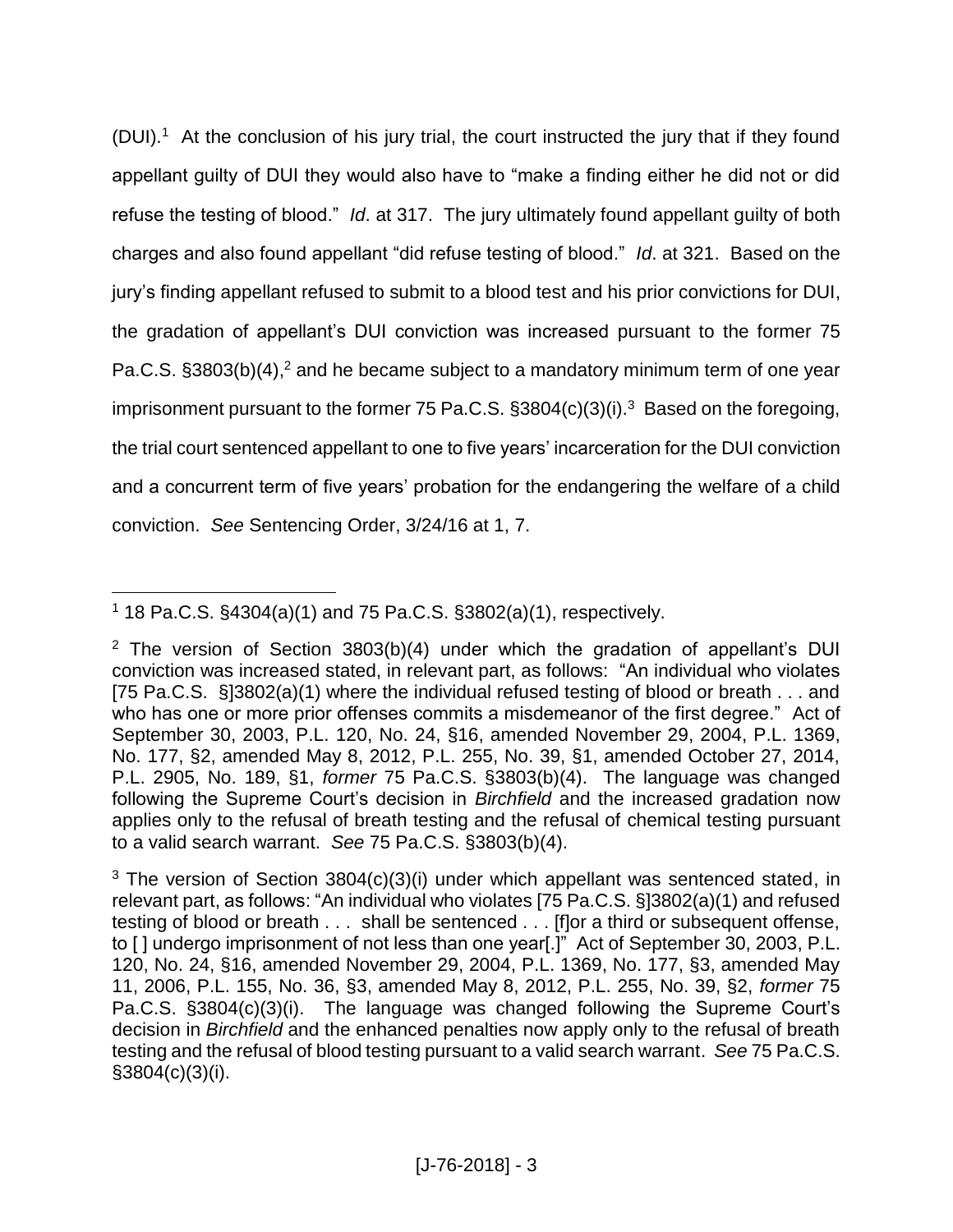(DUI).[1] At the conclusion of his jury trial, the court instructed the jury that if they found appellant guilty of DUI they would also have to "make a finding either he did not or did refuse the testing of blood." *Id*. at 317. The jury ultimately found appellant guilty of both charges and also found appellant "did refuse testing of blood." *Id*. at 321. Based on the jury's finding appellant refused to submit to a blood test and his prior convictions for DUI, the gradation of appellant's DUI conviction was increased pursuant to the former 75 Pa.C.S. §3803(b)(4),[2] and he became subject to a mandatory minimum term of one year imprisonment pursuant to the former 75 Pa.C.S. §3804(c)(3)(i).[3] Based on the foregoing, the trial court sentenced appellant to one to five years' incarceration for the DUI conviction and a concurrent term of five years' probation for the endangering the welfare of a child conviction. *See* Sentencing Order, 3/24/16 at 1, 7.

---

[1] 18 Pa.C.S. §4304(a)(1) and 75 Pa.C.S. §3802(a)(1), respectively.

[2] The version of Section 3803(b)(4) under which the gradation of appellant's DUI conviction was increased stated, in relevant part, as follows: "An individual who violates [75 Pa.C.S. §]3802(a)(1) where the individual refused testing of blood or breath . . . and who has one or more prior offenses commits a misdemeanor of the first degree." Act of September 30, 2003, P.L. 120, No. 24, §16, amended November 29, 2004, P.L. 1369, No. 177, §2, amended May 8, 2012, P.L. 255, No. 39, §1, amended October 27, 2014, P.L. 2905, No. 189, §1, *former* 75 Pa.C.S. §3803(b)(4). The language was changed following the Supreme Court's decision in *Birchfield* and the increased gradation now applies only to the refusal of breath testing and the refusal of chemical testing pursuant to a valid search warrant. *See* 75 Pa.C.S. §3803(b)(4).

[3] The version of Section 3804(c)(3)(i) under which appellant was sentenced stated, in relevant part, as follows: "An individual who violates [75 Pa.C.S. §]3802(a)(1) and refused testing of blood or breath . . . shall be sentenced . . . [f]or a third or subsequent offense, to [ ] undergo imprisonment of not less than one year[.]" Act of September 30, 2003, P.L. 120, No. 24, §16, amended November 29, 2004, P.L. 1369, No. 177, §3, amended May 11, 2006, P.L. 155, No. 36, §3, amended May 8, 2012, P.L. 255, No. 39, §2, *former* 75 Pa.C.S. §3804(c)(3)(i). The language was changed following the Supreme Court's decision in *Birchfield* and the enhanced penalties now apply only to the refusal of breath testing and the refusal of blood testing pursuant to a valid search warrant. *See* 75 Pa.C.S. §3804(c)(3)(i).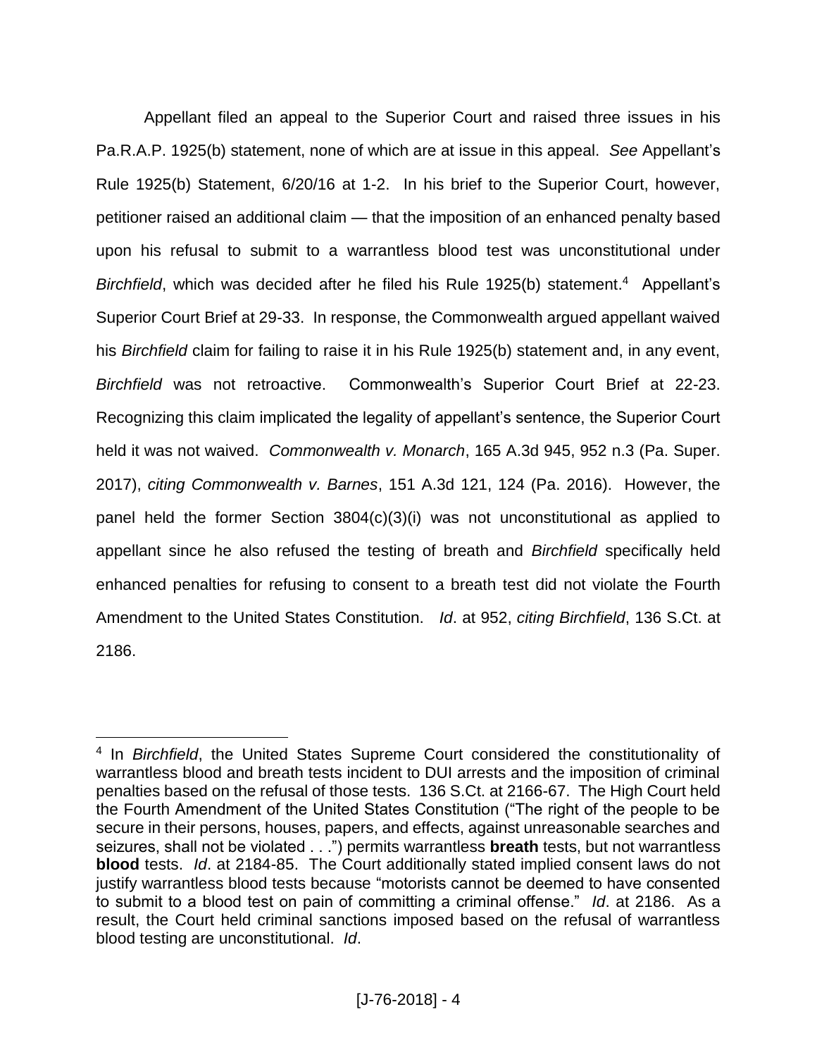Appellant filed an appeal to the Superior Court and raised three issues in his Pa.R.A.P. 1925(b) statement, none of which are at issue in this appeal. *See* Appellant's Rule 1925(b) Statement, 6/20/16 at 1-2. In his brief to the Superior Court, however, petitioner raised an additional claim — that the imposition of an enhanced penalty based upon his refusal to submit to a warrantless blood test was unconstitutional under *Birchfield*, which was decided after he filed his Rule 1925(b) statement.[4] Appellant's Superior Court Brief at 29-33. In response, the Commonwealth argued appellant waived his *Birchfield* claim for failing to raise it in his Rule 1925(b) statement and, in any event, *Birchfield* was not retroactive. Commonwealth's Superior Court Brief at 22-23. Recognizing this claim implicated the legality of appellant's sentence, the Superior Court held it was not waived. *Commonwealth v. Monarch*, 165 A.3d 945, 952 n.3 (Pa. Super. 2017), *citing Commonwealth v. Barnes*, 151 A.3d 121, 124 (Pa. 2016). However, the panel held the former Section 3804(c)(3)(i) was not unconstitutional as applied to appellant since he also refused the testing of breath and *Birchfield* specifically held enhanced penalties for refusing to consent to a breath test did not violate the Fourth Amendment to the United States Constitution. *Id*. at 952, *citing Birchfield*, 136 S.Ct. at 2186.

---

[4] In *Birchfield*, the United States Supreme Court considered the constitutionality of warrantless blood and breath tests incident to DUI arrests and the imposition of criminal penalties based on the refusal of those tests. 136 S.Ct. at 2166-67. The High Court held the Fourth Amendment of the United States Constitution ("The right of the people to be secure in their persons, houses, papers, and effects, against unreasonable searches and seizures, shall not be violated . . .") permits warrantless **breath** tests, but not warrantless **blood** tests. *Id*. at 2184-85. The Court additionally stated implied consent laws do not justify warrantless blood tests because "motorists cannot be deemed to have consented to submit to a blood test on pain of committing a criminal offense." *Id*. at 2186. As a result, the Court held criminal sanctions imposed based on the refusal of warrantless blood testing are unconstitutional. *Id*.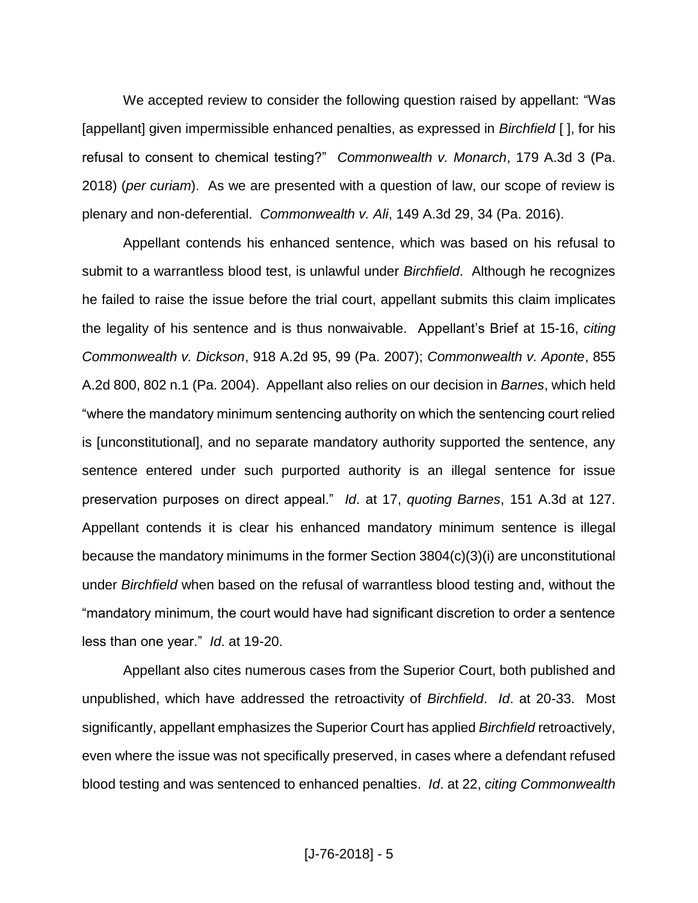We accepted review to consider the following question raised by appellant: "Was [appellant] given impermissible enhanced penalties, as expressed in *Birchfield* [ ], for his refusal to consent to chemical testing?" *Commonwealth v. Monarch*, 179 A.3d 3 (Pa. 2018) (*per curiam*). As we are presented with a question of law, our scope of review is plenary and non-deferential. *Commonwealth v. Ali*, 149 A.3d 29, 34 (Pa. 2016).

Appellant contends his enhanced sentence, which was based on his refusal to submit to a warrantless blood test, is unlawful under *Birchfield*. Although he recognizes he failed to raise the issue before the trial court, appellant submits this claim implicates the legality of his sentence and is thus nonwaivable. Appellant's Brief at 15-16, *citing Commonwealth v. Dickson*, 918 A.2d 95, 99 (Pa. 2007); *Commonwealth v. Aponte*, 855 A.2d 800, 802 n.1 (Pa. 2004). Appellant also relies on our decision in *Barnes*, which held "where the mandatory minimum sentencing authority on which the sentencing court relied is [unconstitutional], and no separate mandatory authority supported the sentence, any sentence entered under such purported authority is an illegal sentence for issue preservation purposes on direct appeal." *Id*. at 17, *quoting Barnes*, 151 A.3d at 127. Appellant contends it is clear his enhanced mandatory minimum sentence is illegal because the mandatory minimums in the former Section 3804(c)(3)(i) are unconstitutional under *Birchfield* when based on the refusal of warrantless blood testing and, without the "mandatory minimum, the court would have had significant discretion to order a sentence less than one year." *Id*. at 19-20.

Appellant also cites numerous cases from the Superior Court, both published and unpublished, which have addressed the retroactivity of *Birchfield*. *Id*. at 20-33. Most significantly, appellant emphasizes the Superior Court has applied *Birchfield* retroactively, even where the issue was not specifically preserved, in cases where a defendant refused blood testing and was sentenced to enhanced penalties. *Id*. at 22, *citing Commonwealth*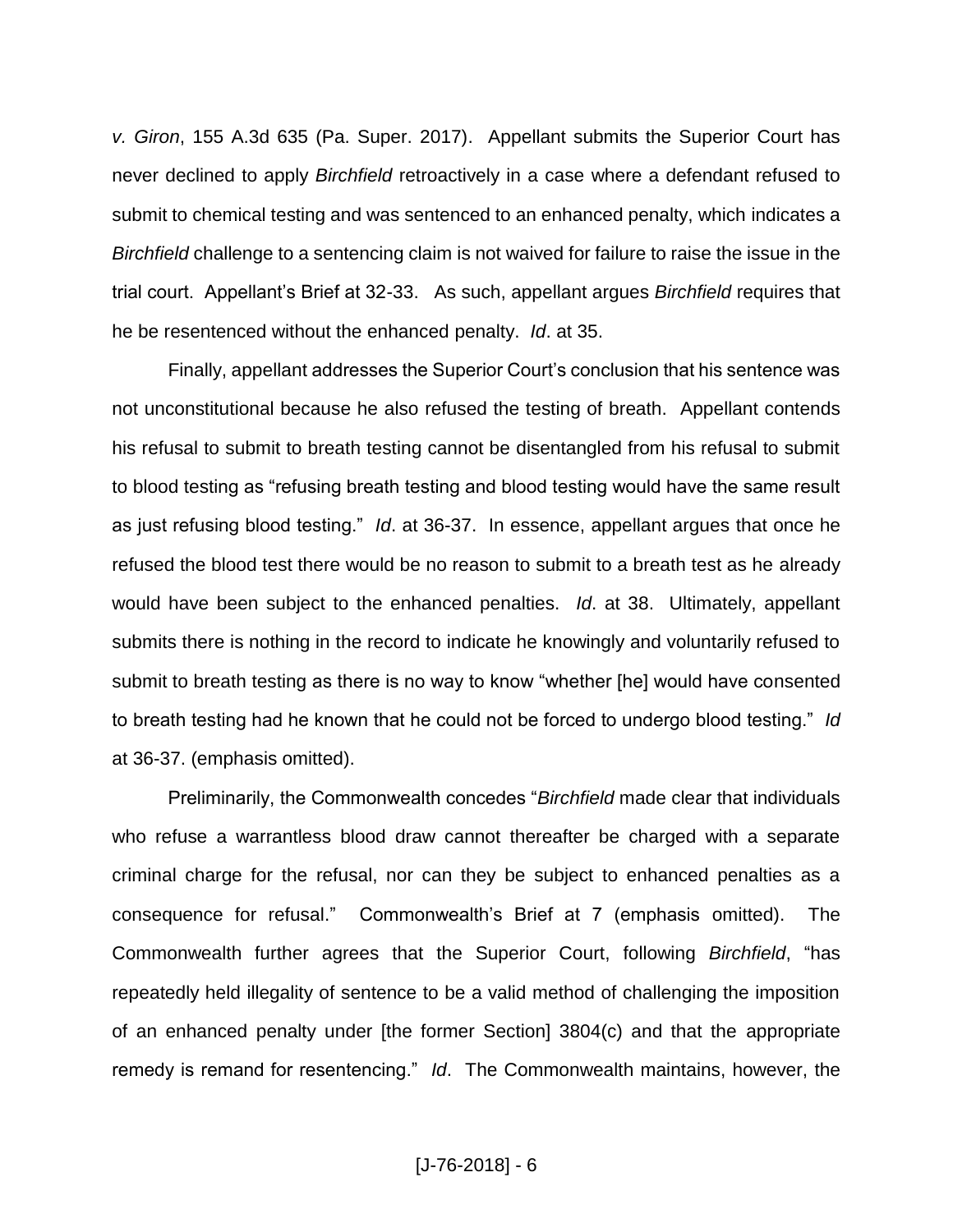*v. Giron*, 155 A.3d 635 (Pa. Super. 2017). Appellant submits the Superior Court has never declined to apply *Birchfield* retroactively in a case where a defendant refused to submit to chemical testing and was sentenced to an enhanced penalty, which indicates a *Birchfield* challenge to a sentencing claim is not waived for failure to raise the issue in the trial court. Appellant's Brief at 32-33. As such, appellant argues *Birchfield* requires that he be resentenced without the enhanced penalty. *Id*. at 35.

Finally, appellant addresses the Superior Court's conclusion that his sentence was not unconstitutional because he also refused the testing of breath. Appellant contends his refusal to submit to breath testing cannot be disentangled from his refusal to submit to blood testing as "refusing breath testing and blood testing would have the same result as just refusing blood testing." *Id*. at 36-37. In essence, appellant argues that once he refused the blood test there would be no reason to submit to a breath test as he already would have been subject to the enhanced penalties. *Id*. at 38. Ultimately, appellant submits there is nothing in the record to indicate he knowingly and voluntarily refused to submit to breath testing as there is no way to know "whether [he] would have consented to breath testing had he known that he could not be forced to undergo blood testing." *Id* at 36-37. (emphasis omitted).

Preliminarily, the Commonwealth concedes "*Birchfield* made clear that individuals who refuse a warrantless blood draw cannot thereafter be charged with a separate criminal charge for the refusal, nor can they be subject to enhanced penalties as a consequence for refusal." Commonwealth's Brief at 7 (emphasis omitted). The Commonwealth further agrees that the Superior Court, following *Birchfield*, "has repeatedly held illegality of sentence to be a valid method of challenging the imposition of an enhanced penalty under [the former Section] 3804(c) and that the appropriate remedy is remand for resentencing." *Id*. The Commonwealth maintains, however, the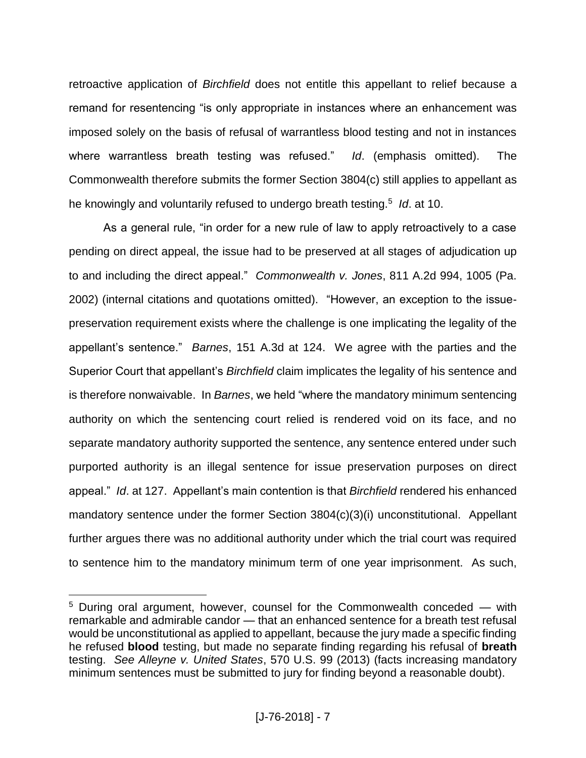retroactive application of *Birchfield* does not entitle this appellant to relief because a remand for resentencing "is only appropriate in instances where an enhancement was imposed solely on the basis of refusal of warrantless blood testing and not in instances where warrantless breath testing was refused." *Id*. (emphasis omitted). The Commonwealth therefore submits the former Section 3804(c) still applies to appellant as he knowingly and voluntarily refused to undergo breath testing.[5] *Id*. at 10.

As a general rule, "in order for a new rule of law to apply retroactively to a case pending on direct appeal, the issue had to be preserved at all stages of adjudication up to and including the direct appeal." *Commonwealth v. Jones*, 811 A.2d 994, 1005 (Pa. 2002) (internal citations and quotations omitted). "However, an exception to the issue-preservation requirement exists where the challenge is one implicating the legality of the appellant's sentence." *Barnes*, 151 A.3d at 124. We agree with the parties and the Superior Court that appellant's *Birchfield* claim implicates the legality of his sentence and is therefore nonwaivable. In *Barnes*, we held "where the mandatory minimum sentencing authority on which the sentencing court relied is rendered void on its face, and no separate mandatory authority supported the sentence, any sentence entered under such purported authority is an illegal sentence for issue preservation purposes on direct appeal." *Id*. at 127. Appellant's main contention is that *Birchfield* rendered his enhanced mandatory sentence under the former Section 3804(c)(3)(i) unconstitutional. Appellant further argues there was no additional authority under which the trial court was required to sentence him to the mandatory minimum term of one year imprisonment. As such,

---

[5] During oral argument, however, counsel for the Commonwealth conceded — with remarkable and admirable candor — that an enhanced sentence for a breath test refusal would be unconstitutional as applied to appellant, because the jury made a specific finding he refused **blood** testing, but made no separate finding regarding his refusal of **breath** testing. *See Alleyne v. United States*, 570 U.S. 99 (2013) (facts increasing mandatory minimum sentences must be submitted to jury for finding beyond a reasonable doubt).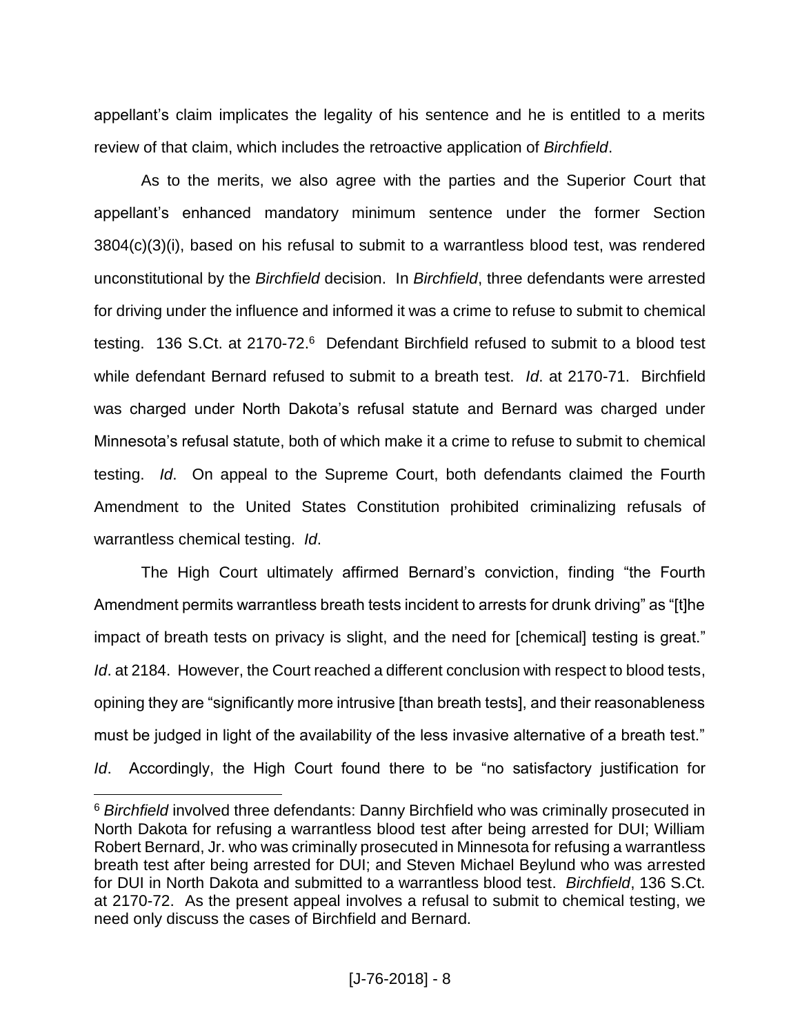appellant's claim implicates the legality of his sentence and he is entitled to a merits review of that claim, which includes the retroactive application of *Birchfield*.

As to the merits, we also agree with the parties and the Superior Court that appellant's enhanced mandatory minimum sentence under the former Section 3804(c)(3)(i), based on his refusal to submit to a warrantless blood test, was rendered unconstitutional by the *Birchfield* decision. In *Birchfield*, three defendants were arrested for driving under the influence and informed it was a crime to refuse to submit to chemical testing. 136 S.Ct. at 2170-72.[6] Defendant Birchfield refused to submit to a blood test while defendant Bernard refused to submit to a breath test. *Id*. at 2170-71. Birchfield was charged under North Dakota's refusal statute and Bernard was charged under Minnesota's refusal statute, both of which make it a crime to refuse to submit to chemical testing. *Id*. On appeal to the Supreme Court, both defendants claimed the Fourth Amendment to the United States Constitution prohibited criminalizing refusals of warrantless chemical testing. *Id*.

The High Court ultimately affirmed Bernard's conviction, finding "the Fourth Amendment permits warrantless breath tests incident to arrests for drunk driving" as "[t]he impact of breath tests on privacy is slight, and the need for [chemical] testing is great." *Id*. at 2184. However, the Court reached a different conclusion with respect to blood tests, opining they are "significantly more intrusive [than breath tests], and their reasonableness must be judged in light of the availability of the less invasive alternative of a breath test." *Id*. Accordingly, the High Court found there to be "no satisfactory justification for

---

[6] *Birchfield* involved three defendants: Danny Birchfield who was criminally prosecuted in North Dakota for refusing a warrantless blood test after being arrested for DUI; William Robert Bernard, Jr. who was criminally prosecuted in Minnesota for refusing a warrantless breath test after being arrested for DUI; and Steven Michael Beylund who was arrested for DUI in North Dakota and submitted to a warrantless blood test. *Birchfield*, 136 S.Ct. at 2170-72. As the present appeal involves a refusal to submit to chemical testing, we need only discuss the cases of Birchfield and Bernard.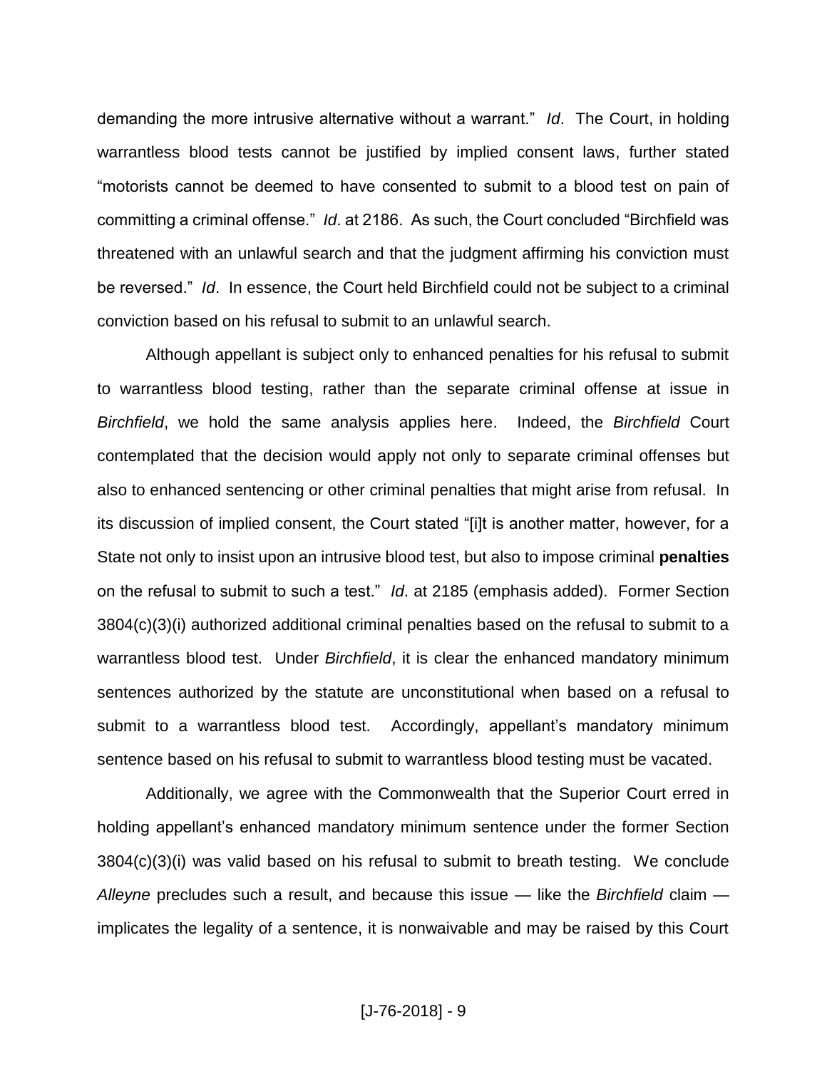demanding the more intrusive alternative without a warrant." *Id*. The Court, in holding warrantless blood tests cannot be justified by implied consent laws, further stated "motorists cannot be deemed to have consented to submit to a blood test on pain of committing a criminal offense." *Id*. at 2186. As such, the Court concluded "Birchfield was threatened with an unlawful search and that the judgment affirming his conviction must be reversed." *Id*. In essence, the Court held Birchfield could not be subject to a criminal conviction based on his refusal to submit to an unlawful search.

Although appellant is subject only to enhanced penalties for his refusal to submit to warrantless blood testing, rather than the separate criminal offense at issue in *Birchfield*, we hold the same analysis applies here. Indeed, the *Birchfield* Court contemplated that the decision would apply not only to separate criminal offenses but also to enhanced sentencing or other criminal penalties that might arise from refusal. In its discussion of implied consent, the Court stated "[i]t is another matter, however, for a State not only to insist upon an intrusive blood test, but also to impose criminal **penalties** on the refusal to submit to such a test." *Id*. at 2185 (emphasis added). Former Section 3804(c)(3)(i) authorized additional criminal penalties based on the refusal to submit to a warrantless blood test. Under *Birchfield*, it is clear the enhanced mandatory minimum sentences authorized by the statute are unconstitutional when based on a refusal to submit to a warrantless blood test. Accordingly, appellant's mandatory minimum sentence based on his refusal to submit to warrantless blood testing must be vacated.

Additionally, we agree with the Commonwealth that the Superior Court erred in holding appellant's enhanced mandatory minimum sentence under the former Section 3804(c)(3)(i) was valid based on his refusal to submit to breath testing. We conclude *Alleyne* precludes such a result, and because this issue — like the *Birchfield* claim — implicates the legality of a sentence, it is nonwaivable and may be raised by this Court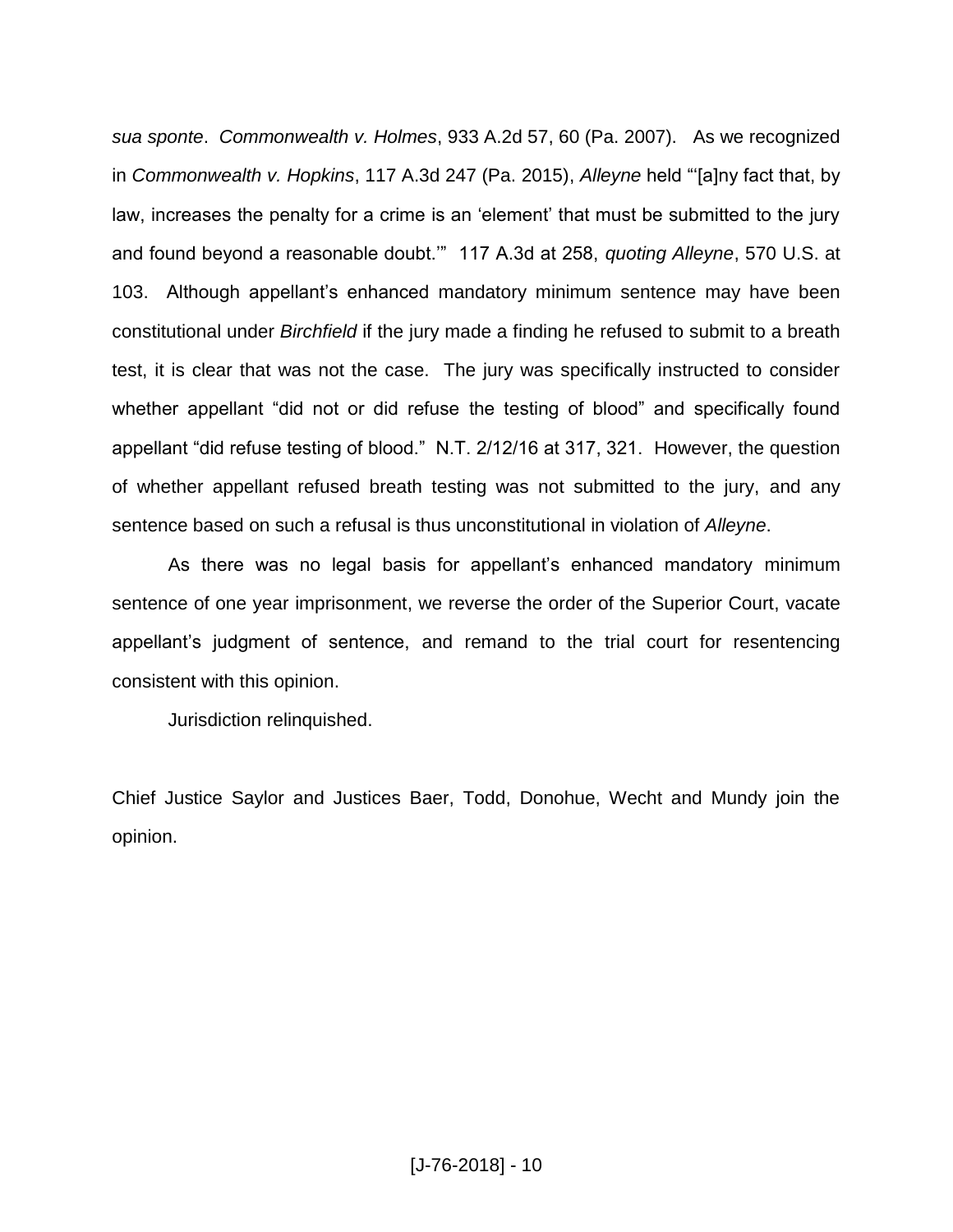*sua sponte*. *Commonwealth v. Holmes*, 933 A.2d 57, 60 (Pa. 2007). As we recognized in *Commonwealth v. Hopkins*, 117 A.3d 247 (Pa. 2015), *Alleyne* held "'[a]ny fact that, by law, increases the penalty for a crime is an 'element' that must be submitted to the jury and found beyond a reasonable doubt.'" 117 A.3d at 258, *quoting Alleyne*, 570 U.S. at 103. Although appellant's enhanced mandatory minimum sentence may have been constitutional under *Birchfield* if the jury made a finding he refused to submit to a breath test, it is clear that was not the case. The jury was specifically instructed to consider whether appellant "did not or did refuse the testing of blood" and specifically found appellant "did refuse testing of blood." N.T. 2/12/16 at 317, 321. However, the question of whether appellant refused breath testing was not submitted to the jury, and any sentence based on such a refusal is thus unconstitutional in violation of *Alleyne*.

As there was no legal basis for appellant's enhanced mandatory minimum sentence of one year imprisonment, we reverse the order of the Superior Court, vacate appellant's judgment of sentence, and remand to the trial court for resentencing consistent with this opinion.

Jurisdiction relinquished.

Chief Justice Saylor and Justices Baer, Todd, Donohue, Wecht and Mundy join the opinion.